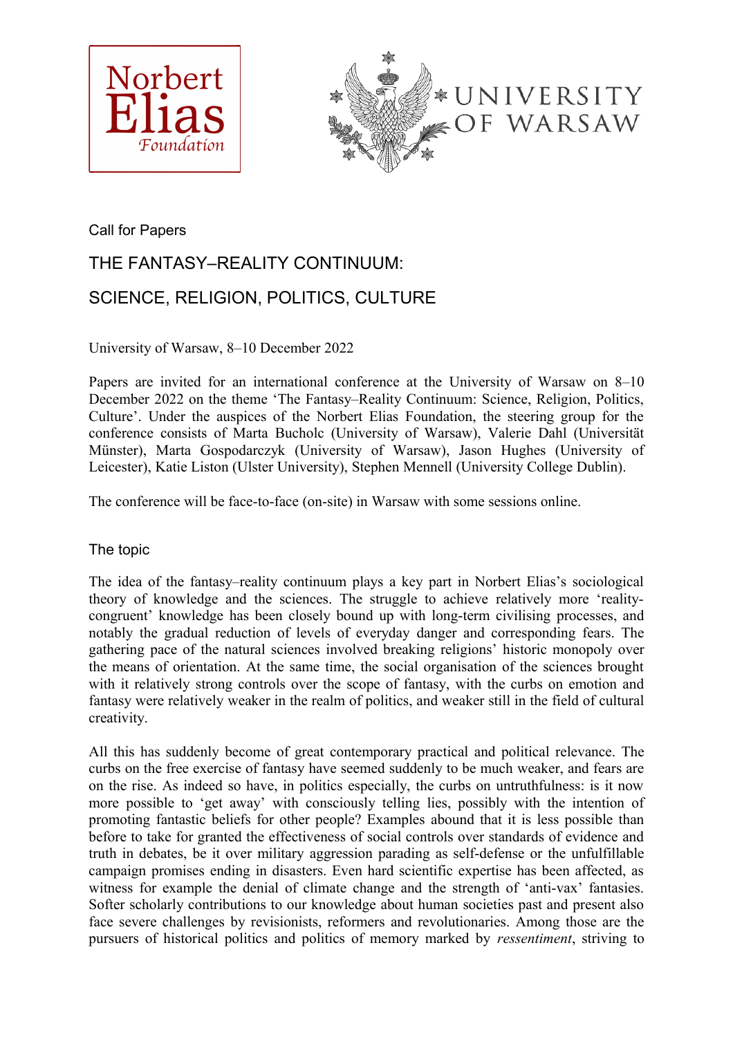Norbert Elias Foundation

UNIVERSITY OF WARSAW

Call for Papers

# THE FANTASY–REALITY CONTINUUM: SCIENCE, RELIGION, POLITICS, CULTURE

University of Warsaw, 8–10 December 2022

Papers are invited for an international conference at the University of Warsaw on 8–10 December 2022 on the theme 'The Fantasy–Reality Continuum: Science, Religion, Politics, Culture'. Under the auspices of the Norbert Elias Foundation, the steering group for the conference consists of Marta Bucholc (University of Warsaw), Valerie Dahl (Universität Münster), Marta Gospodarczyk (University of Warsaw), Jason Hughes (University of Leicester), Katie Liston (Ulster University), Stephen Mennell (University College Dublin).

The conference will be face-to-face (on-site) in Warsaw with some sessions online.

## The topic

The idea of the fantasy–reality continuum plays a key part in Norbert Elias's sociological theory of knowledge and the sciences. The struggle to achieve relatively more 'reality-congruent' knowledge has been closely bound up with long-term civilising processes, and notably the gradual reduction of levels of everyday danger and corresponding fears. The gathering pace of the natural sciences involved breaking religions' historic monopoly over the means of orientation. At the same time, the social organisation of the sciences brought with it relatively strong controls over the scope of fantasy, with the curbs on emotion and fantasy were relatively weaker in the realm of politics, and weaker still in the field of cultural creativity.

All this has suddenly become of great contemporary practical and political relevance. The curbs on the free exercise of fantasy have seemed suddenly to be much weaker, and fears are on the rise. As indeed so have, in politics especially, the curbs on untruthfulness: is it now more possible to 'get away' with consciously telling lies, possibly with the intention of promoting fantastic beliefs for other people? Examples abound that it is less possible than before to take for granted the effectiveness of social controls over standards of evidence and truth in debates, be it over military aggression parading as self-defense or the unfulfillable campaign promises ending in disasters. Even hard scientific expertise has been affected, as witness for example the denial of climate change and the strength of 'anti-vax' fantasies. Softer scholarly contributions to our knowledge about human societies past and present also face severe challenges by revisionists, reformers and revolutionaries. Among those are the pursuers of historical politics and politics of memory marked by *ressentiment*, striving to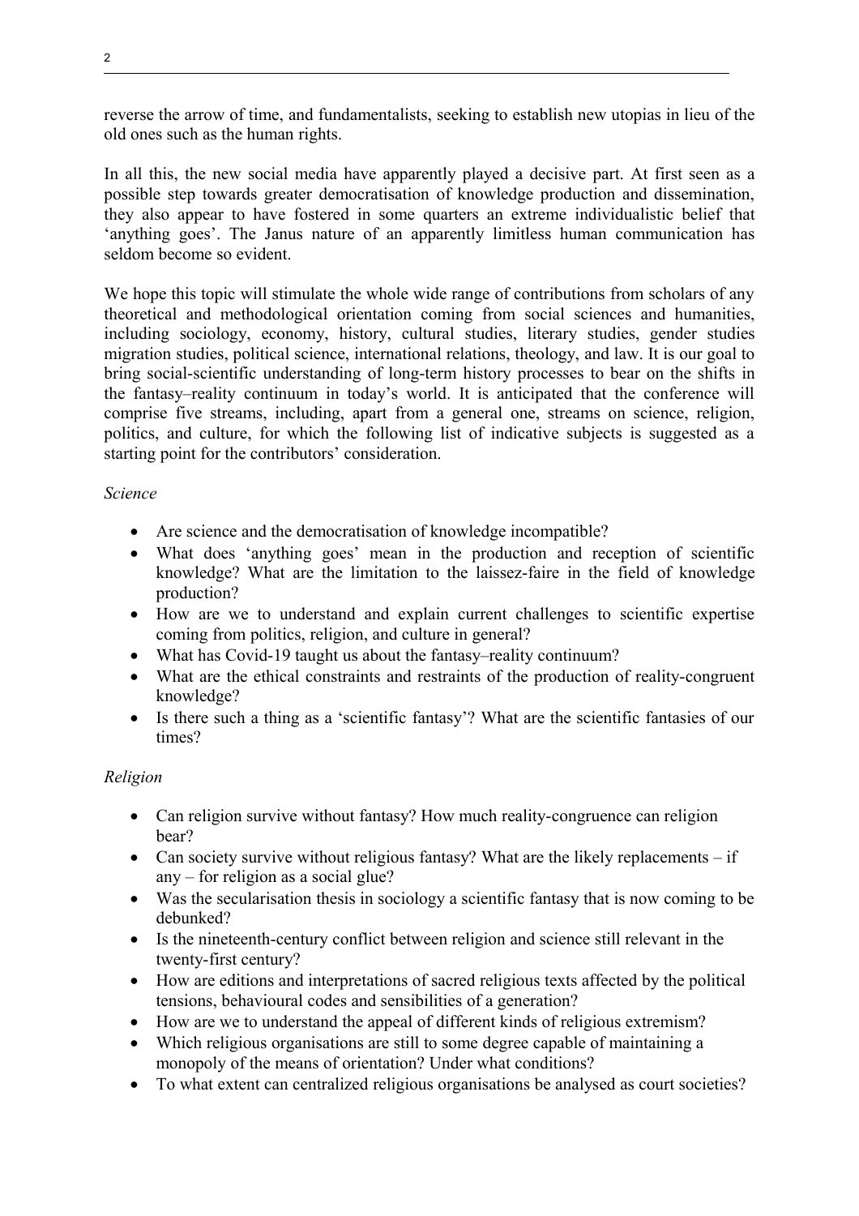reverse the arrow of time, and fundamentalists, seeking to establish new utopias in lieu of the old ones such as the human rights.

In all this, the new social media have apparently played a decisive part. At first seen as a possible step towards greater democratisation of knowledge production and dissemination, they also appear to have fostered in some quarters an extreme individualistic belief that 'anything goes'. The Janus nature of an apparently limitless human communication has seldom become so evident.

We hope this topic will stimulate the whole wide range of contributions from scholars of any theoretical and methodological orientation coming from social sciences and humanities, including sociology, economy, history, cultural studies, literary studies, gender studies migration studies, political science, international relations, theology, and law. It is our goal to bring social-scientific understanding of long-term history processes to bear on the shifts in the fantasy–reality continuum in today's world. It is anticipated that the conference will comprise five streams, including, apart from a general one, streams on science, religion, politics, and culture, for which the following list of indicative subjects is suggested as a starting point for the contributors' consideration.

*Science*

- Are science and the democratisation of knowledge incompatible?
- What does 'anything goes' mean in the production and reception of scientific knowledge? What are the limitation to the laissez-faire in the field of knowledge production?
- How are we to understand and explain current challenges to scientific expertise coming from politics, religion, and culture in general?
- What has Covid-19 taught us about the fantasy–reality continuum?
- What are the ethical constraints and restraints of the production of reality-congruent knowledge?
- Is there such a thing as a 'scientific fantasy'? What are the scientific fantasies of our times?

*Religion*

- Can religion survive without fantasy? How much reality-congruence can religion bear?
- Can society survive without religious fantasy? What are the likely replacements – if any – for religion as a social glue?
- Was the secularisation thesis in sociology a scientific fantasy that is now coming to be debunked?
- Is the nineteenth-century conflict between religion and science still relevant in the twenty-first century?
- How are editions and interpretations of sacred religious texts affected by the political tensions, behavioural codes and sensibilities of a generation?
- How are we to understand the appeal of different kinds of religious extremism?
- Which religious organisations are still to some degree capable of maintaining a monopoly of the means of orientation? Under what conditions?
- To what extent can centralized religious organisations be analysed as court societies?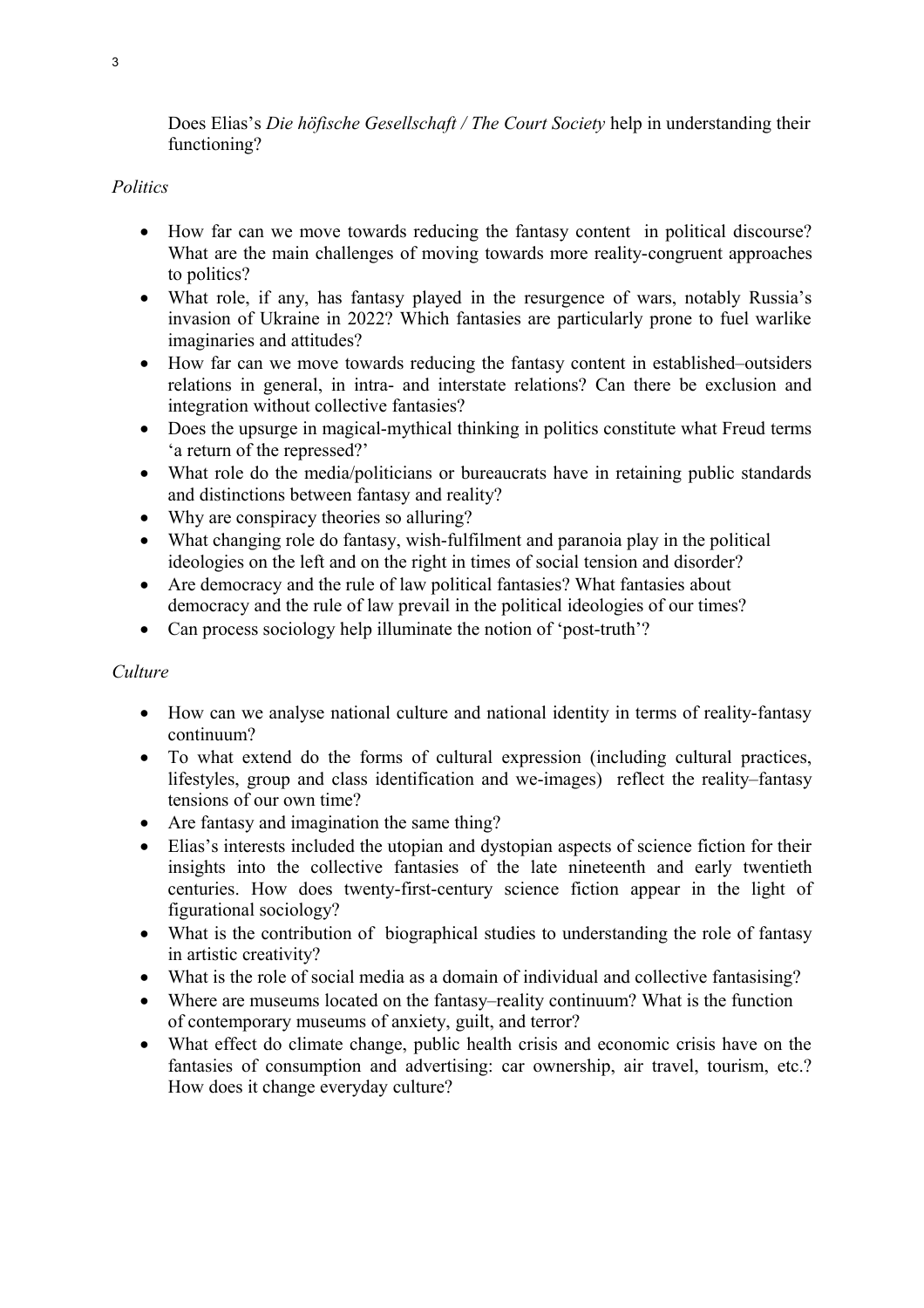Does Elias's *Die höfische Gesellschaft / The Court Society* help in understanding their functioning?

*Politics*

- How far can we move towards reducing the fantasy content in political discourse? What are the main challenges of moving towards more reality-congruent approaches to politics?
- What role, if any, has fantasy played in the resurgence of wars, notably Russia's invasion of Ukraine in 2022? Which fantasies are particularly prone to fuel warlike imaginaries and attitudes?
- How far can we move towards reducing the fantasy content in established–outsiders relations in general, in intra- and interstate relations? Can there be exclusion and integration without collective fantasies?
- Does the upsurge in magical-mythical thinking in politics constitute what Freud terms 'a return of the repressed?'
- What role do the media/politicians or bureaucrats have in retaining public standards and distinctions between fantasy and reality?
- Why are conspiracy theories so alluring?
- What changing role do fantasy, wish-fulfilment and paranoia play in the political ideologies on the left and on the right in times of social tension and disorder?
- Are democracy and the rule of law political fantasies? What fantasies about democracy and the rule of law prevail in the political ideologies of our times?
- Can process sociology help illuminate the notion of 'post-truth'?

*Culture*

- How can we analyse national culture and national identity in terms of reality-fantasy continuum?
- To what extend do the forms of cultural expression (including cultural practices, lifestyles, group and class identification and we-images) reflect the reality–fantasy tensions of our own time?
- Are fantasy and imagination the same thing?
- Elias's interests included the utopian and dystopian aspects of science fiction for their insights into the collective fantasies of the late nineteenth and early twentieth centuries. How does twenty-first-century science fiction appear in the light of figurational sociology?
- What is the contribution of biographical studies to understanding the role of fantasy in artistic creativity?
- What is the role of social media as a domain of individual and collective fantasising?
- Where are museums located on the fantasy–reality continuum? What is the function of contemporary museums of anxiety, guilt, and terror?
- What effect do climate change, public health crisis and economic crisis have on the fantasies of consumption and advertising: car ownership, air travel, tourism, etc.? How does it change everyday culture?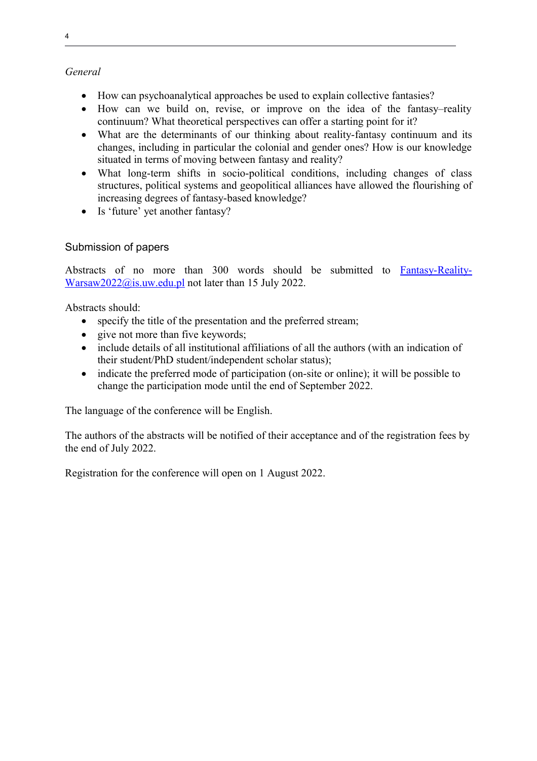*General*

- How can psychoanalytical approaches be used to explain collective fantasies?
- How can we build on, revise, or improve on the idea of the fantasy–reality continuum? What theoretical perspectives can offer a starting point for it?
- What are the determinants of our thinking about reality-fantasy continuum and its changes, including in particular the colonial and gender ones? How is our knowledge situated in terms of moving between fantasy and reality?
- What long-term shifts in socio-political conditions, including changes of class structures, political systems and geopolitical alliances have allowed the flourishing of increasing degrees of fantasy-based knowledge?
- Is 'future' yet another fantasy?

## Submission of papers

Abstracts of no more than 300 words should be submitted to [Fantasy-Reality-Warsaw2022@is.uw.edu.pl](mailto:Fantasy-Reality-Warsaw2022@is.uw.edu.pl) not later than 15 July 2022.

Abstracts should:

- specify the title of the presentation and the preferred stream;
- give not more than five keywords;
- include details of all institutional affiliations of all the authors (with an indication of their student/PhD student/independent scholar status);
- indicate the preferred mode of participation (on-site or online); it will be possible to change the participation mode until the end of September 2022.

The language of the conference will be English.

The authors of the abstracts will be notified of their acceptance and of the registration fees by the end of July 2022.

Registration for the conference will open on 1 August 2022.